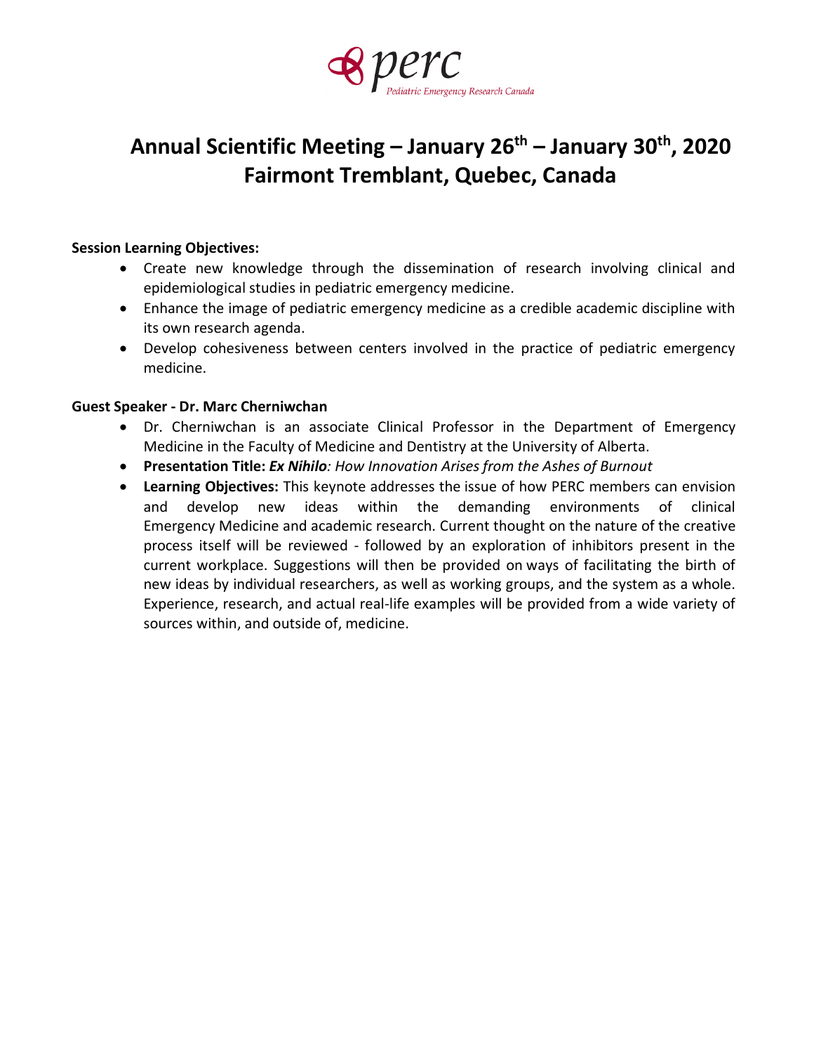perc
Pediatric Emergency Research Canada

# Annual Scientific Meeting – January 26th – January 30th, 2020
# Fairmont Tremblant, Quebec, Canada

**Session Learning Objectives:**

- Create new knowledge through the dissemination of research involving clinical and epidemiological studies in pediatric emergency medicine.
- Enhance the image of pediatric emergency medicine as a credible academic discipline with its own research agenda.
- Develop cohesiveness between centers involved in the practice of pediatric emergency medicine.

**Guest Speaker - Dr. Marc Cherniwchan**

- Dr. Cherniwchan is an associate Clinical Professor in the Department of Emergency Medicine in the Faculty of Medicine and Dentistry at the University of Alberta.
- **Presentation Title:** ***Ex Nihilo****: How Innovation Arises from the Ashes of Burnout*
- **Learning Objectives:** This keynote addresses the issue of how PERC members can envision and develop new ideas within the demanding environments of clinical Emergency Medicine and academic research. Current thought on the nature of the creative process itself will be reviewed - followed by an exploration of inhibitors present in the current workplace. Suggestions will then be provided on ways of facilitating the birth of new ideas by individual researchers, as well as working groups, and the system as a whole. Experience, research, and actual real-life examples will be provided from a wide variety of sources within, and outside of, medicine.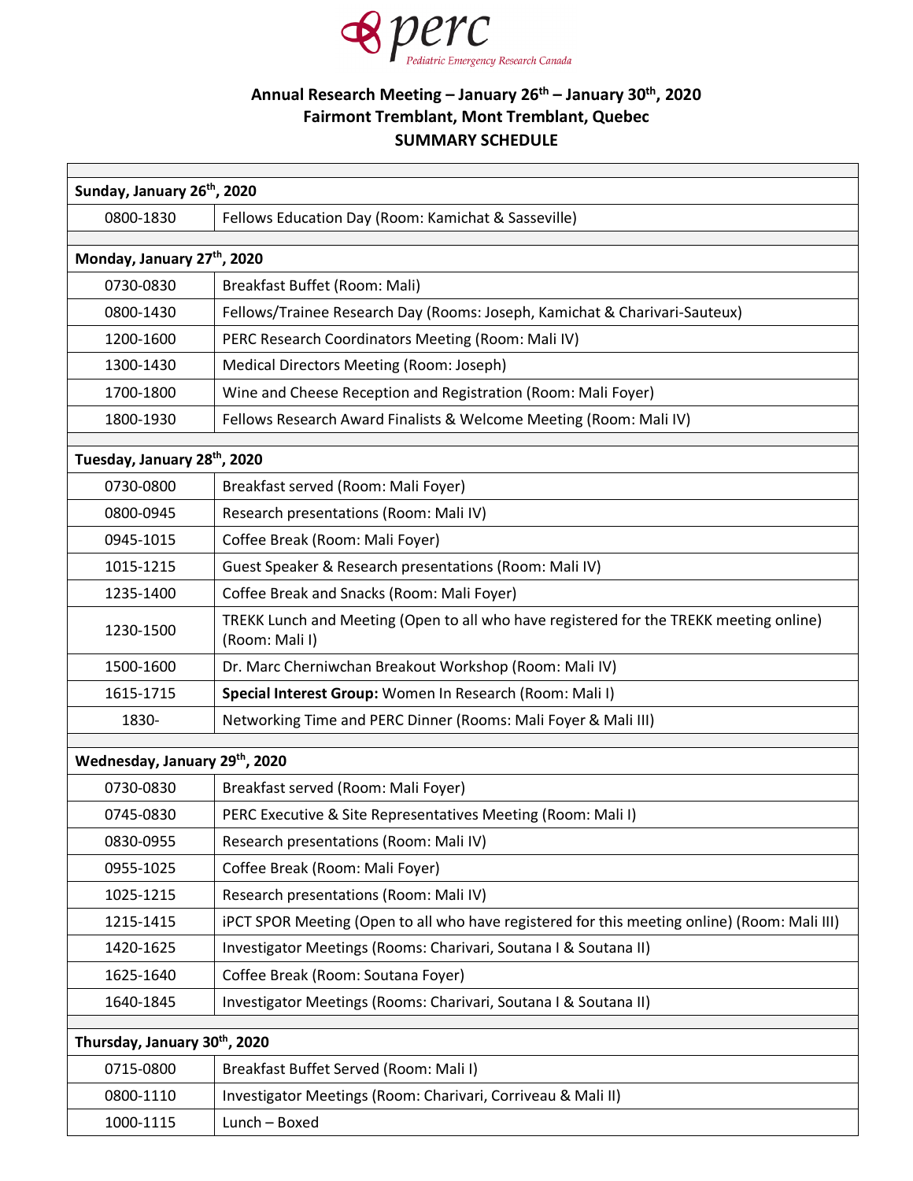perc
*Pediatric Emergency Research Canada*

**Annual Research Meeting – January 26th – January 30th, 2020**
**Fairmont Tremblant, Mont Tremblant, Quebec**
**SUMMARY SCHEDULE**

| | |
|---|---|
| **Sunday, January 26th, 2020** | |
| 0800-1830 | Fellows Education Day (Room: Kamichat & Sasseville) |
| **Monday, January 27th, 2020** | |
| 0730-0830 | Breakfast Buffet (Room: Mali) |
| 0800-1430 | Fellows/Trainee Research Day (Rooms: Joseph, Kamichat & Charivari-Sauteux) |
| 1200-1600 | PERC Research Coordinators Meeting (Room: Mali IV) |
| 1300-1430 | Medical Directors Meeting (Room: Joseph) |
| 1700-1800 | Wine and Cheese Reception and Registration (Room: Mali Foyer) |
| 1800-1930 | Fellows Research Award Finalists & Welcome Meeting (Room: Mali IV) |
| **Tuesday, January 28th, 2020** | |
| 0730-0800 | Breakfast served (Room: Mali Foyer) |
| 0800-0945 | Research presentations (Room: Mali IV) |
| 0945-1015 | Coffee Break (Room: Mali Foyer) |
| 1015-1215 | Guest Speaker & Research presentations (Room: Mali IV) |
| 1235-1400 | Coffee Break and Snacks (Room: Mali Foyer) |
| 1230-1500 | TREKK Lunch and Meeting (Open to all who have registered for the TREKK meeting online) (Room: Mali I) |
| 1500-1600 | Dr. Marc Cherniwchan Breakout Workshop (Room: Mali IV) |
| 1615-1715 | **Special Interest Group:** Women In Research (Room: Mali I) |
| 1830- | Networking Time and PERC Dinner (Rooms: Mali Foyer & Mali III) |
| **Wednesday, January 29th, 2020** | |
| 0730-0830 | Breakfast served (Room: Mali Foyer) |
| 0745-0830 | PERC Executive & Site Representatives Meeting (Room: Mali I) |
| 0830-0955 | Research presentations (Room: Mali IV) |
| 0955-1025 | Coffee Break (Room: Mali Foyer) |
| 1025-1215 | Research presentations (Room: Mali IV) |
| 1215-1415 | iPCT SPOR Meeting (Open to all who have registered for this meeting online) (Room: Mali III) |
| 1420-1625 | Investigator Meetings (Rooms: Charivari, Soutana I & Soutana II) |
| 1625-1640 | Coffee Break (Room: Soutana Foyer) |
| 1640-1845 | Investigator Meetings (Rooms: Charivari, Soutana I & Soutana II) |
| **Thursday, January 30th, 2020** | |
| 0715-0800 | Breakfast Buffet Served (Room: Mali I) |
| 0800-1110 | Investigator Meetings (Room: Charivari, Corriveau & Mali II) |
| 1000-1115 | Lunch – Boxed |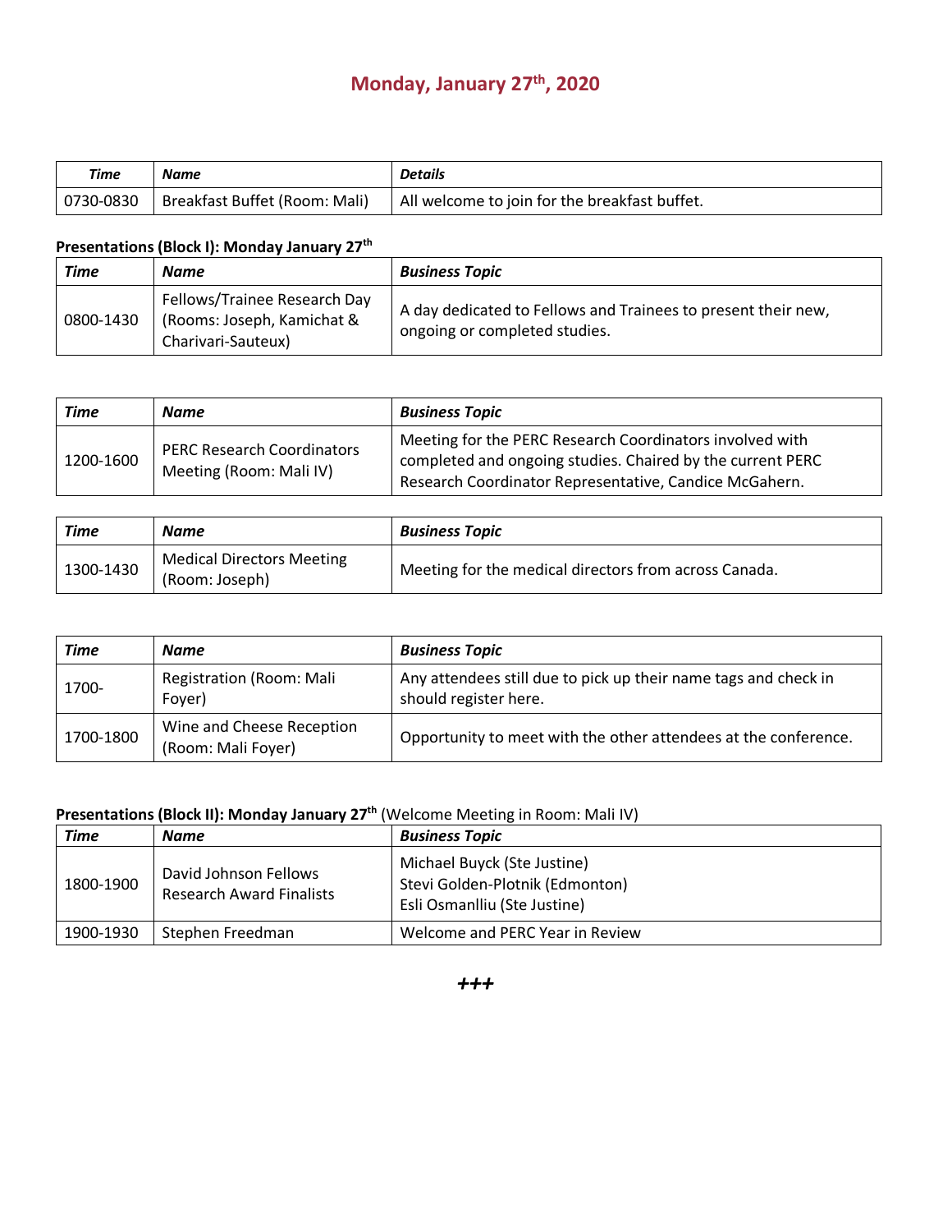# Monday, January 27th, 2020

| *Time* | *Name* | *Details* |
|---|---|---|
| 0730-0830 | Breakfast Buffet (Room: Mali) | All welcome to join for the breakfast buffet. |

**Presentations (Block I): Monday January 27th**

| *Time* | *Name* | *Business Topic* |
|---|---|---|
| 0800-1430 | Fellows/Trainee Research Day (Rooms: Joseph, Kamichat & Charivari-Sauteux) | A day dedicated to Fellows and Trainees to present their new, ongoing or completed studies. |

| *Time* | *Name* | *Business Topic* |
|---|---|---|
| 1200-1600 | PERC Research Coordinators Meeting (Room: Mali IV) | Meeting for the PERC Research Coordinators involved with completed and ongoing studies. Chaired by the current PERC Research Coordinator Representative, Candice McGahern. |

| *Time* | *Name* | *Business Topic* |
|---|---|---|
| 1300-1430 | Medical Directors Meeting (Room: Joseph) | Meeting for the medical directors from across Canada. |

| *Time* | *Name* | *Business Topic* |
|---|---|---|
| 1700- | Registration (Room: Mali Foyer) | Any attendees still due to pick up their name tags and check in should register here. |
| 1700-1800 | Wine and Cheese Reception (Room: Mali Foyer) | Opportunity to meet with the other attendees at the conference. |

**Presentations (Block II): Monday January 27th** (Welcome Meeting in Room: Mali IV)

| *Time* | *Name* | *Business Topic* |
|---|---|---|
| 1800-1900 | David Johnson Fellows Research Award Finalists | Michael Buyck (Ste Justine)<br>Stevi Golden-Plotnik (Edmonton)<br>Esli Osmanlliu (Ste Justine) |
| 1900-1930 | Stephen Freedman | Welcome and PERC Year in Review |

***+++***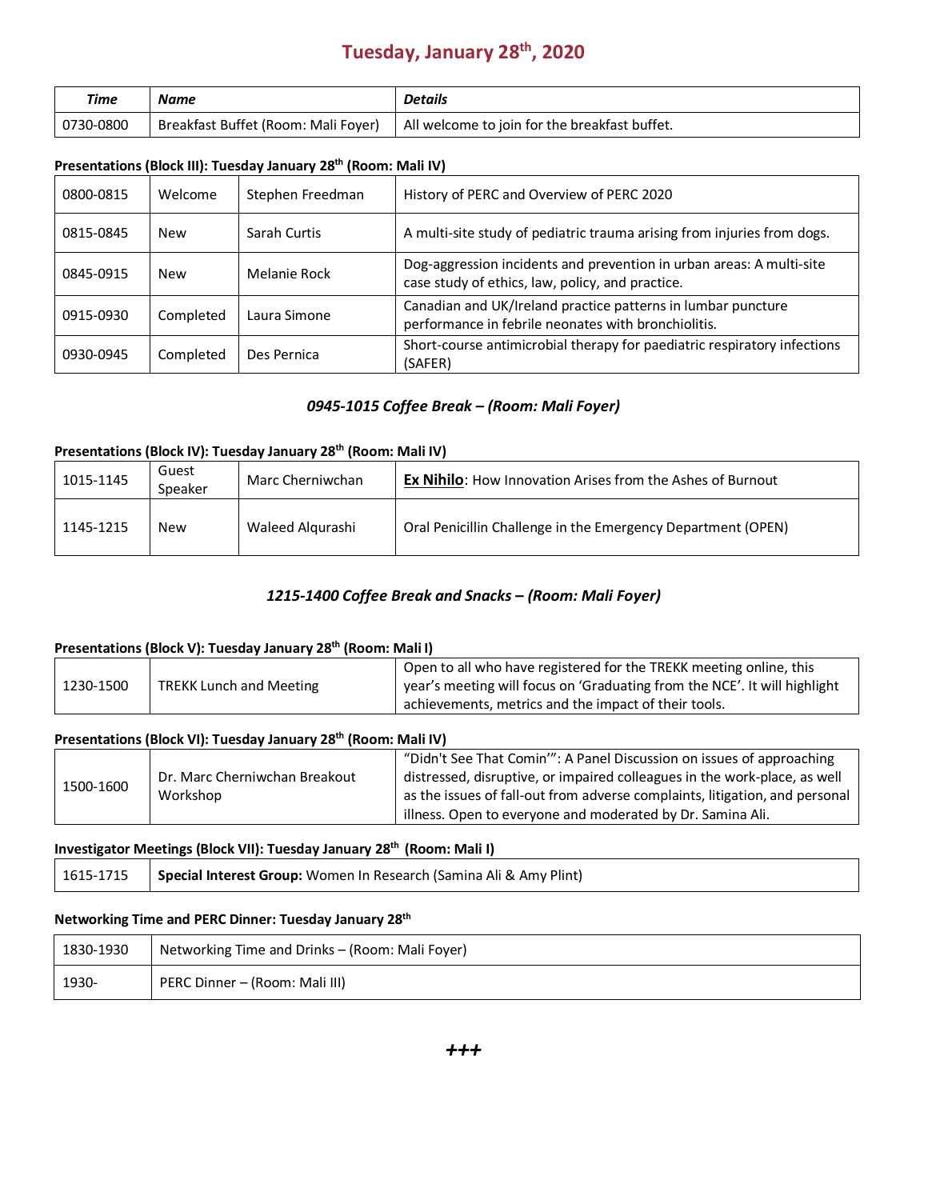# Tuesday, January 28th, 2020

| Time | Name | Details |
|---|---|---|
| 0730-0800 | Breakfast Buffet (Room: Mali Foyer) | All welcome to join for the breakfast buffet. |

**Presentations (Block III): Tuesday January 28th (Room: Mali IV)**

| | | | |
|---|---|---|---|
| 0800-0815 | Welcome | Stephen Freedman | History of PERC and Overview of PERC 2020 |
| 0815-0845 | New | Sarah Curtis | A multi-site study of pediatric trauma arising from injuries from dogs. |
| 0845-0915 | New | Melanie Rock | Dog-aggression incidents and prevention in urban areas: A multi-site case study of ethics, law, policy, and practice. |
| 0915-0930 | Completed | Laura Simone | Canadian and UK/Ireland practice patterns in lumbar puncture performance in febrile neonates with bronchiolitis. |
| 0930-0945 | Completed | Des Pernica | Short-course antimicrobial therapy for paediatric respiratory infections (SAFER) |

*0945-1015 Coffee Break – (Room: Mali Foyer)*

**Presentations (Block IV): Tuesday January 28th (Room: Mali IV)**

| | | | |
|---|---|---|---|
| 1015-1145 | Guest Speaker | Marc Cherniwchan | **Ex Nihilo**: How Innovation Arises from the Ashes of Burnout |
| 1145-1215 | New | Waleed Alqurashi | Oral Penicillin Challenge in the Emergency Department (OPEN) |

*1215-1400 Coffee Break and Snacks – (Room: Mali Foyer)*

**Presentations (Block V): Tuesday January 28th (Room: Mali I)**

| | | |
|---|---|---|
| 1230-1500 | TREKK Lunch and Meeting | Open to all who have registered for the TREKK meeting online, this year's meeting will focus on 'Graduating from the NCE'. It will highlight achievements, metrics and the impact of their tools. |

**Presentations (Block VI): Tuesday January 28th (Room: Mali IV)**

| | | |
|---|---|---|
| 1500-1600 | Dr. Marc Cherniwchan Breakout Workshop | "Didn't See That Comin'": A Panel Discussion on issues of approaching distressed, disruptive, or impaired colleagues in the work-place, as well as the issues of fall-out from adverse complaints, litigation, and personal illness. Open to everyone and moderated by Dr. Samina Ali. |

**Investigator Meetings (Block VII): Tuesday January 28th (Room: Mali I)**

| | |
|---|---|
| 1615-1715 | **Special Interest Group:** Women In Research (Samina Ali & Amy Plint) |

**Networking Time and PERC Dinner: Tuesday January 28th**

| | |
|---|---|
| 1830-1930 | Networking Time and Drinks – (Room: Mali Foyer) |
| 1930- | PERC Dinner – (Room: Mali III) |

***+++***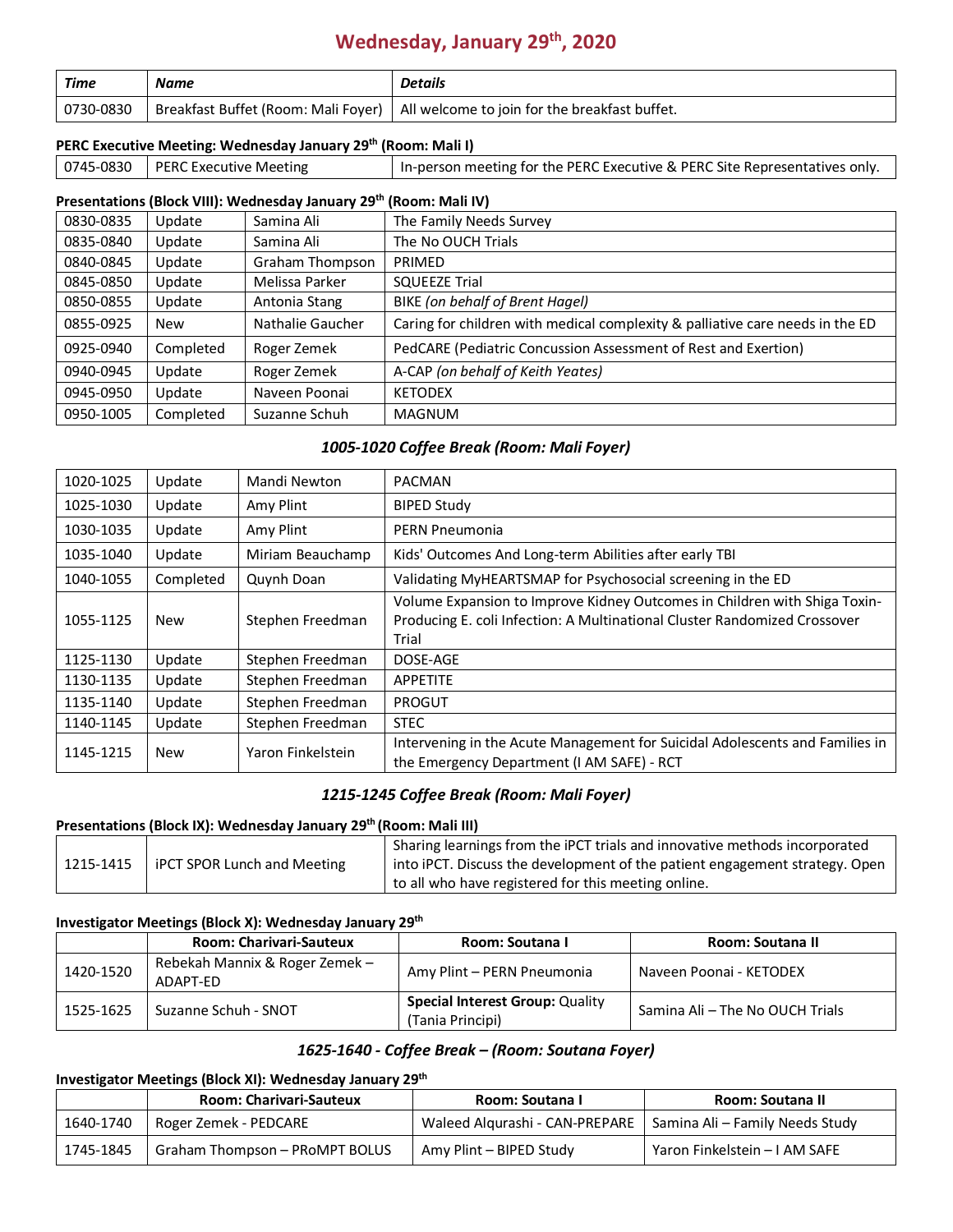# Wednesday, January 29th, 2020

| *Time* | *Name* | *Details* |
|---|---|---|
| 0730-0830 | Breakfast Buffet (Room: Mali Foyer) | All welcome to join for the breakfast buffet. |

**PERC Executive Meeting: Wednesday January 29th (Room: Mali I)**

| | | |
|---|---|---|
| 0745-0830 | PERC Executive Meeting | In-person meeting for the PERC Executive & PERC Site Representatives only. |

**Presentations (Block VIII): Wednesday January 29th (Room: Mali IV)**

| | | | |
|---|---|---|---|
| 0830-0835 | Update | Samina Ali | The Family Needs Survey |
| 0835-0840 | Update | Samina Ali | The No OUCH Trials |
| 0840-0845 | Update | Graham Thompson | PRIMED |
| 0845-0850 | Update | Melissa Parker | SQUEEZE Trial |
| 0850-0855 | Update | Antonia Stang | BIKE *(on behalf of Brent Hagel)* |
| 0855-0925 | New | Nathalie Gaucher | Caring for children with medical complexity & palliative care needs in the ED |
| 0925-0940 | Completed | Roger Zemek | PedCARE (Pediatric Concussion Assessment of Rest and Exertion) |
| 0940-0945 | Update | Roger Zemek | A-CAP *(on behalf of Keith Yeates)* |
| 0945-0950 | Update | Naveen Poonai | KETODEX |
| 0950-1005 | Completed | Suzanne Schuh | MAGNUM |

***1005-1020 Coffee Break (Room: Mali Foyer)***

| | | | |
|---|---|---|---|
| 1020-1025 | Update | Mandi Newton | PACMAN |
| 1025-1030 | Update | Amy Plint | BIPED Study |
| 1030-1035 | Update | Amy Plint | PERN Pneumonia |
| 1035-1040 | Update | Miriam Beauchamp | Kids' Outcomes And Long-term Abilities after early TBI |
| 1040-1055 | Completed | Quynh Doan | Validating MyHEARTSMAP for Psychosocial screening in the ED |
| 1055-1125 | New | Stephen Freedman | Volume Expansion to Improve Kidney Outcomes in Children with Shiga Toxin-Producing E. coli Infection: A Multinational Cluster Randomized Crossover Trial |
| 1125-1130 | Update | Stephen Freedman | DOSE-AGE |
| 1130-1135 | Update | Stephen Freedman | APPETITE |
| 1135-1140 | Update | Stephen Freedman | PROGUT |
| 1140-1145 | Update | Stephen Freedman | STEC |
| 1145-1215 | New | Yaron Finkelstein | Intervening in the Acute Management for Suicidal Adolescents and Families in the Emergency Department (I AM SAFE) - RCT |

***1215-1245 Coffee Break (Room: Mali Foyer)***

**Presentations (Block IX): Wednesday January 29th (Room: Mali III)**

| | | |
|---|---|---|
| 1215-1415 | iPCT SPOR Lunch and Meeting | Sharing learnings from the iPCT trials and innovative methods incorporated into iPCT. Discuss the development of the patient engagement strategy. Open to all who have registered for this meeting online. |

**Investigator Meetings (Block X): Wednesday January 29th**

| | Room: Charivari-Sauteux | Room: Soutana I | Room: Soutana II |
|---|---|---|---|
| 1420-1520 | Rebekah Mannix & Roger Zemek – ADAPT-ED | Amy Plint – PERN Pneumonia | Naveen Poonai - KETODEX |
| 1525-1625 | Suzanne Schuh - SNOT | **Special Interest Group:** Quality (Tania Principi) | Samina Ali – The No OUCH Trials |

***1625-1640 - Coffee Break – (Room: Soutana Foyer)***

**Investigator Meetings (Block XI): Wednesday January 29th**

| | Room: Charivari-Sauteux | Room: Soutana I | Room: Soutana II |
|---|---|---|---|
| 1640-1740 | Roger Zemek - PEDCARE | Waleed Alqurashi - CAN-PREPARE | Samina Ali – Family Needs Study |
| 1745-1845 | Graham Thompson – PRoMPT BOLUS | Amy Plint – BIPED Study | Yaron Finkelstein – I AM SAFE |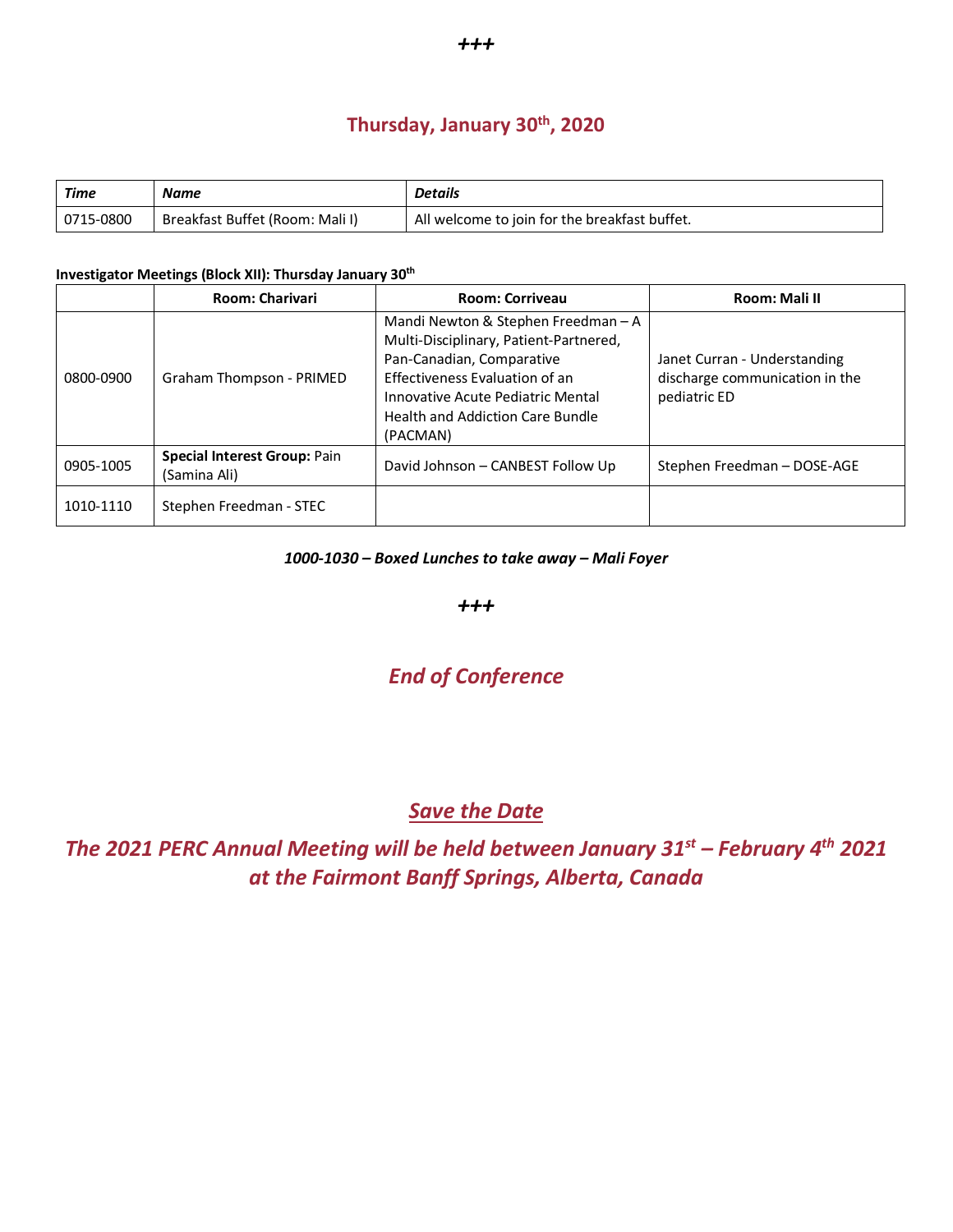***+++***

## Thursday, January 30th, 2020

| *Time* | *Name* | *Details* |
|---|---|---|
| 0715-0800 | Breakfast Buffet (Room: Mali I) | All welcome to join for the breakfast buffet. |

**Investigator Meetings (Block XII): Thursday January 30th**

| | Room: Charivari | Room: Corriveau | Room: Mali II |
|---|---|---|---|
| 0800-0900 | Graham Thompson - PRIMED | Mandi Newton & Stephen Freedman – A Multi-Disciplinary, Patient-Partnered, Pan-Canadian, Comparative Effectiveness Evaluation of an Innovative Acute Pediatric Mental Health and Addiction Care Bundle (PACMAN) | Janet Curran - Understanding discharge communication in the pediatric ED |
| 0905-1005 | **Special Interest Group:** Pain (Samina Ali) | David Johnson – CANBEST Follow Up | Stephen Freedman – DOSE-AGE |
| 1010-1110 | Stephen Freedman - STEC | | |

***1000-1030 – Boxed Lunches to take away – Mali Foyer***

***+++***

## *End of Conference*

## *Save the Date*

***The 2021 PERC Annual Meeting will be held between January 31st – February 4th 2021 at the Fairmont Banff Springs, Alberta, Canada***